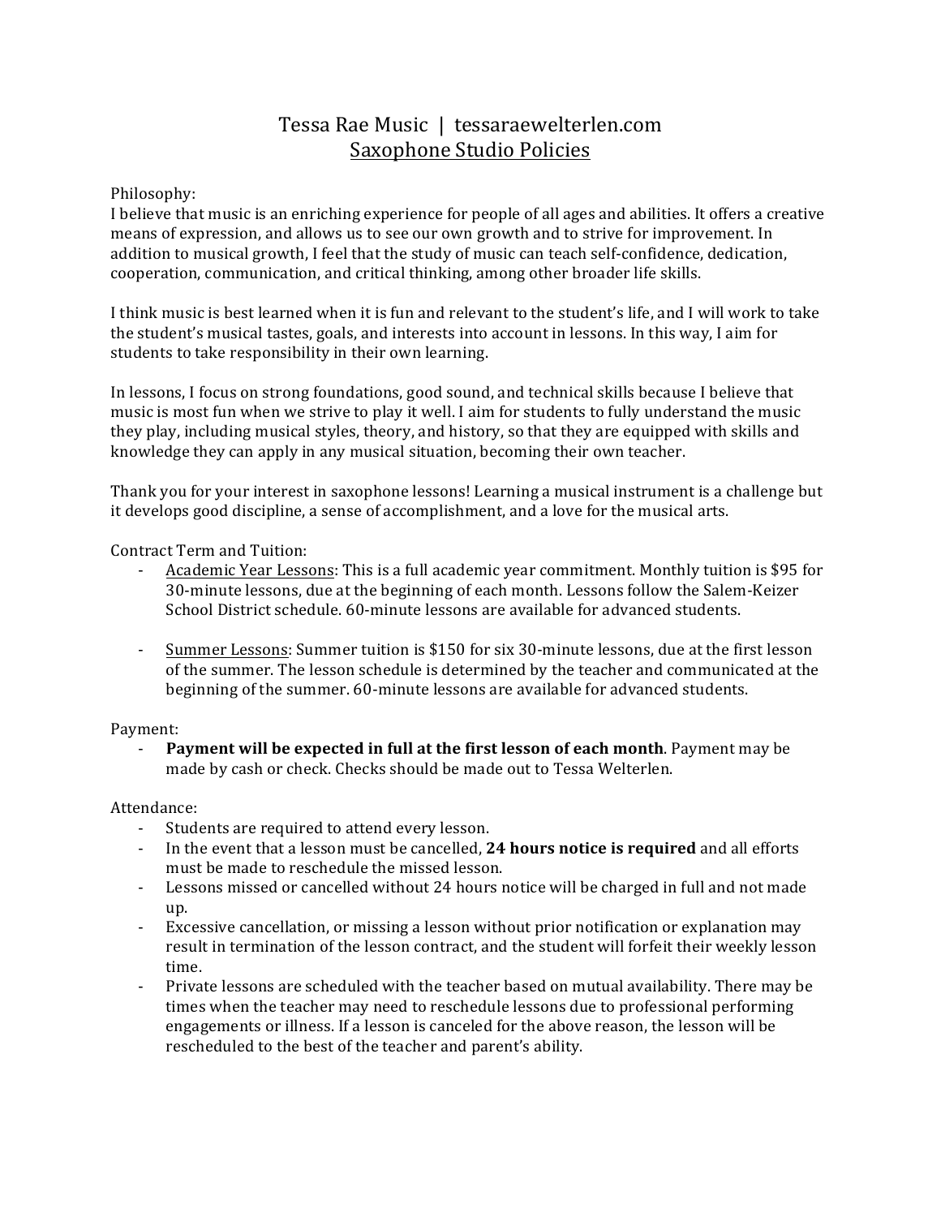# Tessa Rae Music | tessaraewelterlen.com
## Saxophone Studio Policies

Philosophy:
I believe that music is an enriching experience for people of all ages and abilities. It offers a creative means of expression, and allows us to see our own growth and to strive for improvement. In addition to musical growth, I feel that the study of music can teach self-confidence, dedication, cooperation, communication, and critical thinking, among other broader life skills.

I think music is best learned when it is fun and relevant to the student's life, and I will work to take the student's musical tastes, goals, and interests into account in lessons. In this way, I aim for students to take responsibility in their own learning.

In lessons, I focus on strong foundations, good sound, and technical skills because I believe that music is most fun when we strive to play it well. I aim for students to fully understand the music they play, including musical styles, theory, and history, so that they are equipped with skills and knowledge they can apply in any musical situation, becoming their own teacher.

Thank you for your interest in saxophone lessons! Learning a musical instrument is a challenge but it develops good discipline, a sense of accomplishment, and a love for the musical arts.

Contract Term and Tuition:

- <u>Academic Year Lessons</u>: This is a full academic year commitment. Monthly tuition is $95 for 30-minute lessons, due at the beginning of each month. Lessons follow the Salem-Keizer School District schedule. 60-minute lessons are available for advanced students.

- <u>Summer Lessons</u>: Summer tuition is $150 for six 30-minute lessons, due at the first lesson of the summer. The lesson schedule is determined by the teacher and communicated at the beginning of the summer. 60-minute lessons are available for advanced students.

Payment:

- **Payment will be expected in full at the first lesson of each month**. Payment may be made by cash or check. Checks should be made out to Tessa Welterlen.

Attendance:

- Students are required to attend every lesson.
- In the event that a lesson must be cancelled, **24 hours notice is required** and all efforts must be made to reschedule the missed lesson.
- Lessons missed or cancelled without 24 hours notice will be charged in full and not made up.
- Excessive cancellation, or missing a lesson without prior notification or explanation may result in termination of the lesson contract, and the student will forfeit their weekly lesson time.
- Private lessons are scheduled with the teacher based on mutual availability. There may be times when the teacher may need to reschedule lessons due to professional performing engagements or illness. If a lesson is canceled for the above reason, the lesson will be rescheduled to the best of the teacher and parent's ability.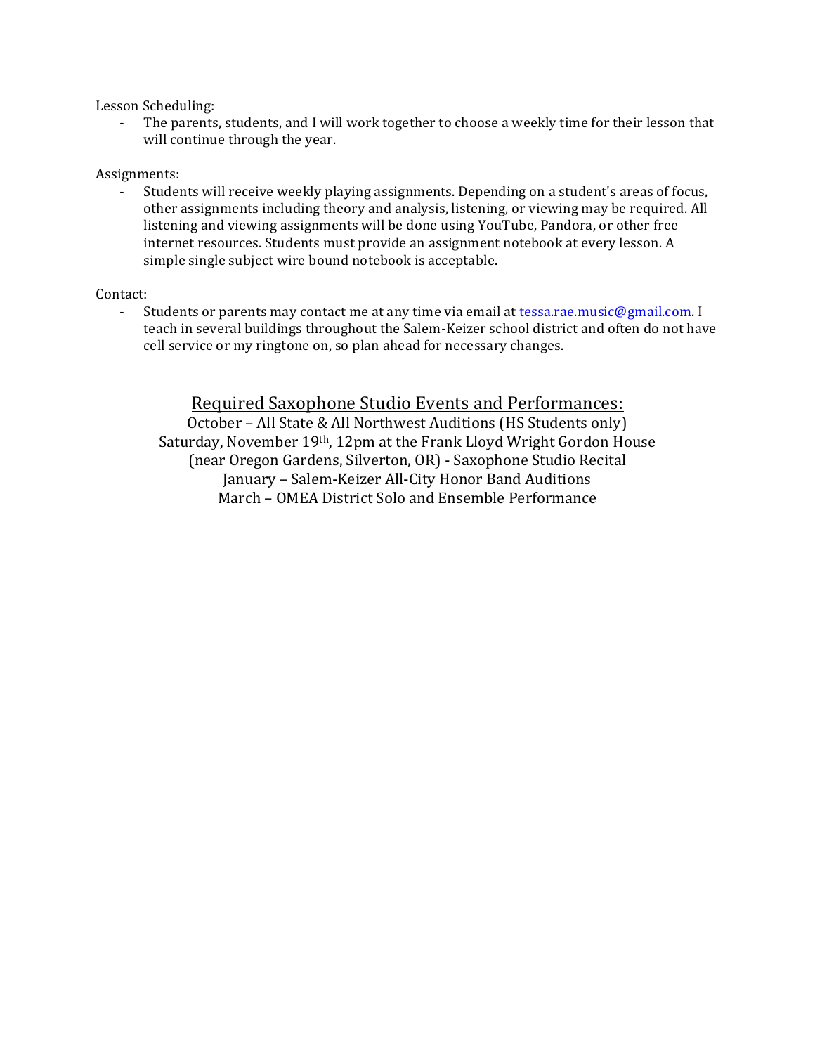Lesson Scheduling:

- The parents, students, and I will work together to choose a weekly time for their lesson that will continue through the year.

Assignments:

- Students will receive weekly playing assignments. Depending on a student's areas of focus, other assignments including theory and analysis, listening, or viewing may be required. All listening and viewing assignments will be done using YouTube, Pandora, or other free internet resources. Students must provide an assignment notebook at every lesson. A simple single subject wire bound notebook is acceptable.

Contact:

- Students or parents may contact me at any time via email at tessa.rae.music@gmail.com. I teach in several buildings throughout the Salem-Keizer school district and often do not have cell service or my ringtone on, so plan ahead for necessary changes.

## Required Saxophone Studio Events and Performances:

October – All State & All Northwest Auditions (HS Students only)
Saturday, November 19th, 12pm at the Frank Lloyd Wright Gordon House (near Oregon Gardens, Silverton, OR) - Saxophone Studio Recital
January – Salem-Keizer All-City Honor Band Auditions
March – OMEA District Solo and Ensemble Performance